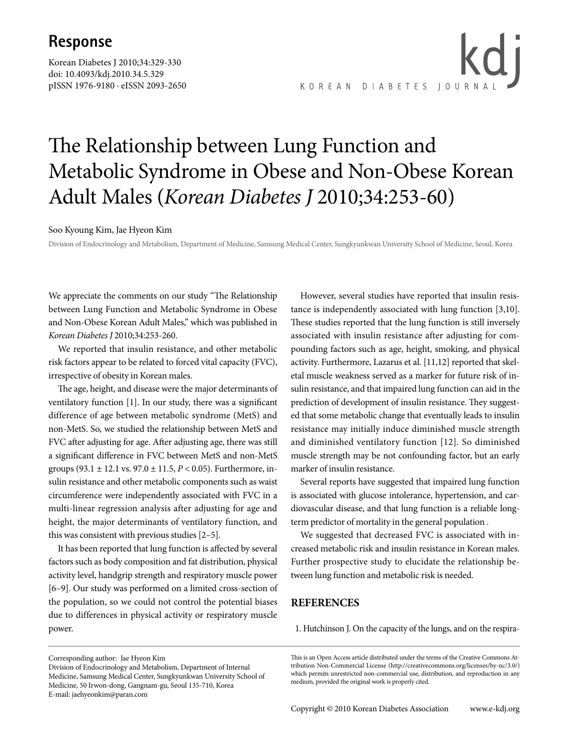## Response

# The Relationship between Lung Function and Metabolic Syndrome in Obese and Non-Obese Korean Adult Males (*Korean Diabetes J* 2010;34:253-60)

Soo Kyoung Kim, Jae Hyeon Kim

Division of Endocrinology and Metabolism, Department of Medicine, Samsung Medical Center, Sungkyunkwan University School of Medicine, Seoul, Korea

We appreciate the comments on our study "The Relationship between Lung Function and Metabolic Syndrome in Obese and Non-Obese Korean Adult Males," which was published in *Korean Diabetes J* 2010;34:253-260.

We reported that insulin resistance, and other metabolic risk factors appear to be related to forced vital capacity (FVC), irrespective of obesity in Korean males.

The age, height, and disease were the major determinants of ventilatory function [1]. In our study, there was a significant difference of age between metabolic syndrome (MetS) and non-MetS. So, we studied the relationship between MetS and FVC after adjusting for age. After adjusting age, there was still a significant difference in FVC between MetS and non-MetS groups ($93.1 \pm 12.1$ vs. $97.0 \pm 11.5$, $P < 0.05$). Furthermore, insulin resistance and other metabolic components such as waist circumference were independently associated with FVC in a multi-linear regression analysis after adjusting for age and height, the major determinants of ventilatory function, and this was consistent with previous studies [2–5].

It has been reported that lung function is affected by several factors such as body composition and fat distribution, physical activity level, handgrip strength and respiratory muscle power [6–9]. Our study was performed on a limited cross-section of the population, so we could not control the potential biases due to differences in physical activity or respiratory muscle power.

However, several studies have reported that insulin resistance is independently associated with lung function [3,10]. These studies reported that the lung function is still inversely associated with insulin resistance after adjusting for compounding factors such as age, height, smoking, and physical activity. Furthermore, Lazarus et al. [11,12] reported that skeletal muscle weakness served as a marker for future risk of insulin resistance, and that impaired lung function can aid in the prediction of development of insulin resistance. They suggested that some metabolic change that eventually leads to insulin resistance may initially induce diminished muscle strength and diminished ventilatory function [12]. So diminished muscle strength may be not confounding factor, but an early marker of insulin resistance.

Several reports have suggested that impaired lung function is associated with glucose intolerance, hypertension, and cardiovascular disease, and that lung function is a reliable long-term predictor of mortality in the general population .

We suggested that decreased FVC is associated with increased metabolic risk and insulin resistance in Korean males. Further prospective study to elucidate the relationship between lung function and metabolic risk is needed.

## REFERENCES

1. Hutchinson J. On the capacity of the lungs, and on the respira-

Corresponding author: Jae Hyeon Kim
Division of Endocrinology and Metabolism, Department of Internal Medicine, Samsung Medical Center, Sungkyunkwan University School of Medicine, 50 Irwon-dong, Gangnam-gu, Seoul 135-710, Korea
E-mail: jaehyeonkim@paran.com

This is an Open Access article distributed under the terms of the Creative Commons Attribution Non-Commercial License (http://creativecommons.org/licenses/by-nc/3.0/) which permits unrestricted non-commercial use, distribution, and reproduction in any medium, provided the original work is properly cited.

Copyright © 2010 Korean Diabetes Association www.e-kdj.org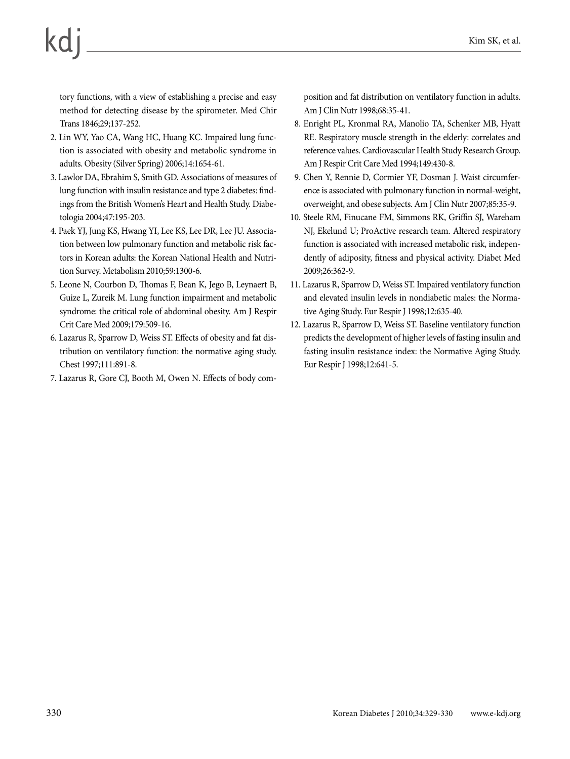tory functions, with a view of establishing a precise and easy method for detecting disease by the spirometer. Med Chir Trans 1846;29;137-252.

2. Lin WY, Yao CA, Wang HC, Huang KC. Impaired lung function is associated with obesity and metabolic syndrome in adults. Obesity (Silver Spring) 2006;14:1654-61.
3. Lawlor DA, Ebrahim S, Smith GD. Associations of measures of lung function with insulin resistance and type 2 diabetes: findings from the British Women's Heart and Health Study. Diabetologia 2004;47:195-203.
4. Paek YJ, Jung KS, Hwang YI, Lee KS, Lee DR, Lee JU. Association between low pulmonary function and metabolic risk factors in Korean adults: the Korean National Health and Nutrition Survey. Metabolism 2010;59:1300-6.
5. Leone N, Courbon D, Thomas F, Bean K, Jego B, Leynaert B, Guize L, Zureik M. Lung function impairment and metabolic syndrome: the critical role of abdominal obesity. Am J Respir Crit Care Med 2009;179:509-16.
6. Lazarus R, Sparrow D, Weiss ST. Effects of obesity and fat distribution on ventilatory function: the normative aging study. Chest 1997;111:891-8.
7. Lazarus R, Gore CJ, Booth M, Owen N. Effects of body composition and fat distribution on ventilatory function in adults. Am J Clin Nutr 1998;68:35-41.
8. Enright PL, Kronmal RA, Manolio TA, Schenker MB, Hyatt RE. Respiratory muscle strength in the elderly: correlates and reference values. Cardiovascular Health Study Research Group. Am J Respir Crit Care Med 1994;149:430-8.
9. Chen Y, Rennie D, Cormier YF, Dosman J. Waist circumference is associated with pulmonary function in normal-weight, overweight, and obese subjects. Am J Clin Nutr 2007;85:35-9.
10. Steele RM, Finucane FM, Simmons RK, Griffin SJ, Wareham NJ, Ekelund U; ProActive research team. Altered respiratory function is associated with increased metabolic risk, independently of adiposity, fitness and physical activity. Diabet Med 2009;26:362-9.
11. Lazarus R, Sparrow D, Weiss ST. Impaired ventilatory function and elevated insulin levels in nondiabetic males: the Normative Aging Study. Eur Respir J 1998;12:635-40.
12. Lazarus R, Sparrow D, Weiss ST. Baseline ventilatory function predicts the development of higher levels of fasting insulin and fasting insulin resistance index: the Normative Aging Study. Eur Respir J 1998;12:641-5.